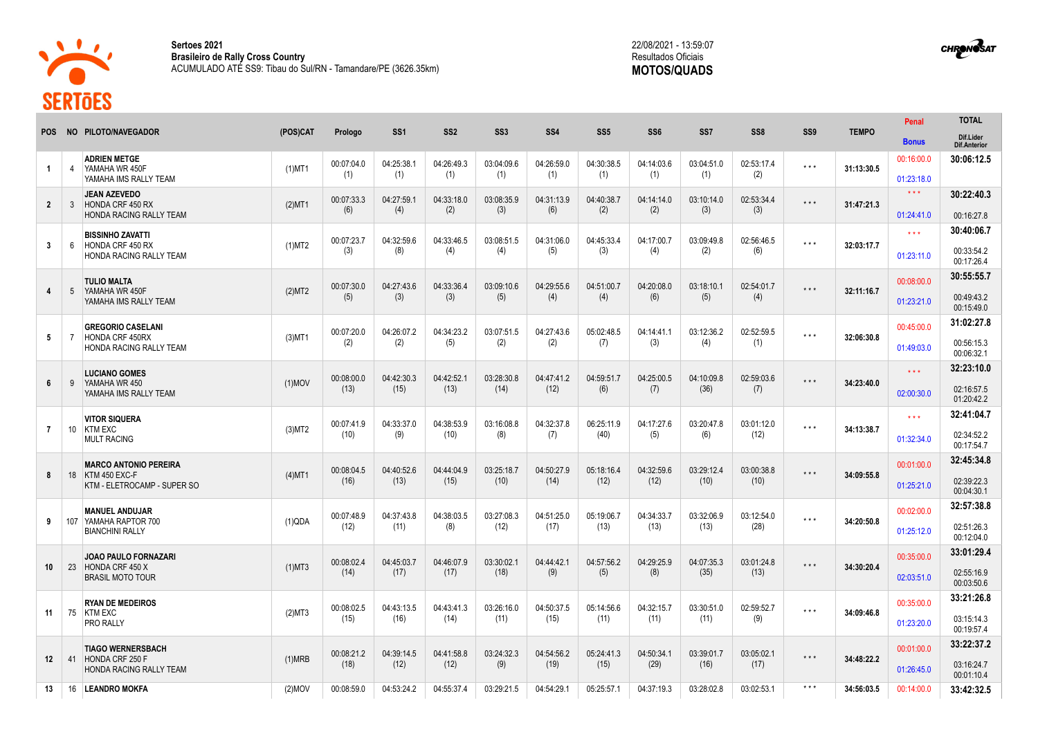**Sertoes 2021**
**Brasileiro de Rally Cross Country**
ACUMULADO ATÉ SS9: Tibau do Sul/RN - Tamandare/PE (3626.35km)

22/08/2021 - 13:59:07
Resultados Oficiais
**MOTOS/QUADS**

| POS | NO | PILOTO/NAVEGADOR | (POS)CAT | Prologo | SS1 | SS2 | SS3 | SS4 | SS5 | SS6 | SS7 | SS8 | SS9 | TEMPO | Penal / Bonus | TOTAL / Dif.Lider / Dif.Anterior |
|---|---|---|---|---|---|---|---|---|---|---|---|---|---|---|---|---|
| 1 | 4 | **ADRIEN METGE** YAMAHA WR 450F YAMAHA IMS RALLY TEAM | (1)MT1 | 00:07:04.0 (1) | 04:25:38.1 (1) | 04:26:49.3 (1) | 03:04:09.6 (1) | 04:26:59.0 (1) | 04:30:38.5 (1) | 04:14:03.6 (1) | 03:04:51.0 (1) | 02:53:17.4 (2) | *** | 31:13:30.5 | 00:16:00.0 / 01:23:18.0 | **30:06:12.5** |
| 2 | 3 | **JEAN AZEVEDO** HONDA CRF 450 RX HONDA RACING RALLY TEAM | (2)MT1 | 00:07:33.3 (6) | 04:27:59.1 (4) | 04:33:18.0 (2) | 03:08:35.9 (3) | 04:31:13.9 (6) | 04:40:38.7 (2) | 04:14:14.0 (2) | 03:10:14.0 (3) | 02:53:34.4 (3) | *** | 31:47:21.3 | *** / 01:24:41.0 | **30:22:40.3** 00:16:27.8 |
| 3 | 6 | **BISSINHO ZAVATTI** HONDA CRF 450 RX HONDA RACING RALLY TEAM | (1)MT2 | 00:07:23.7 (3) | 04:32:59.6 (8) | 04:33:46.5 (4) | 03:08:51.5 (4) | 04:31:06.0 (5) | 04:45:33.4 (3) | 04:17:00.7 (4) | 03:09:49.8 (2) | 02:56:46.5 (6) | *** | 32:03:17.7 | *** / 01:23:11.0 | **30:40:06.7** 00:33:54.2 00:17:26.4 |
| 4 | 5 | **TULIO MALTA** YAMAHA WR 450F YAMAHA IMS RALLY TEAM | (2)MT2 | 00:07:30.0 (5) | 04:27:43.6 (3) | 04:33:36.4 (3) | 03:09:10.6 (5) | 04:29:55.6 (4) | 04:51:00.7 (4) | 04:20:08.0 (6) | 03:18:10.1 (5) | 02:54:01.7 (4) | *** | 32:11:16.7 | 00:08:00.0 / 01:23:21.0 | **30:55:55.7** 00:49:43.2 00:15:49.0 |
| 5 | 7 | **GREGORIO CASELANI** HONDA CRF 450RX HONDA RACING RALLY TEAM | (3)MT1 | 00:07:20.0 (2) | 04:26:07.2 (2) | 04:34:23.2 (5) | 03:07:51.5 (2) | 04:27:43.6 (2) | 05:02:48.5 (7) | 04:14:41.1 (3) | 03:12:36.2 (4) | 02:52:59.5 (1) | *** | 32:06:30.8 | 00:45:00.0 / 01:49:03.0 | **31:02:27.8** 00:56:15.3 00:06:32.1 |
| 6 | 9 | **LUCIANO GOMES** YAMAHA WR 450 YAMAHA IMS RALLY TEAM | (1)MOV | 00:08:00.0 (13) | 04:42:30.3 (15) | 04:42:52.1 (13) | 03:28:30.8 (14) | 04:47:41.2 (12) | 04:59:51.7 (6) | 04:25:00.5 (7) | 04:10:09.8 (36) | 02:59:03.6 (7) | *** | 34:23:40.0 | *** / 02:00:30.0 | **32:23:10.0** 02:16:57.5 01:20:42.2 |
| 7 | 10 | **VITOR SIQUERA** KTM EXC MULT RACING | (3)MT2 | 00:07:41.9 (10) | 04:33:37.0 (9) | 04:38:53.9 (10) | 03:16:08.8 (8) | 04:32:37.8 (7) | 06:25:11.9 (40) | 04:17:27.6 (5) | 03:20:47.8 (6) | 03:01:12.0 (12) | *** | 34:13:38.7 | *** / 01:32:34.0 | **32:41:04.7** 02:34:52.2 00:17:54.7 |
| 8 | 18 | **MARCO ANTONIO PEREIRA** KTM 450 EXC-F KTM - ELETROCAMP - SUPER SO | (4)MT1 | 00:08:04.5 (16) | 04:40:52.6 (13) | 04:44:04.9 (15) | 03:25:18.7 (10) | 04:50:27.9 (14) | 05:18:16.4 (12) | 04:32:59.6 (12) | 03:29:12.4 (10) | 03:00:38.8 (10) | *** | 34:09:55.8 | 00:01:00.0 / 01:25:21.0 | **32:45:34.8** 02:39:22.3 00:04:30.1 |
| 9 | 107 | **MANUEL ANDUJAR** YAMAHA RAPTOR 700 BIANCHINI RALLY | (1)QDA | 00:07:48.9 (12) | 04:37:43.8 (11) | 04:38:03.5 (8) | 03:27:08.3 (12) | 04:51:25.0 (17) | 05:19:06.7 (13) | 04:34:33.7 (13) | 03:32:06.9 (13) | 03:12:54.0 (28) | *** | 34:20:50.8 | 00:02:00.0 / 01:25:12.0 | **32:57:38.8** 02:51:26.3 00:12:04.0 |
| 10 | 23 | **JOAO PAULO FORNAZARI** HONDA CRF 450 X BRASIL MOTO TOUR | (1)MT3 | 00:08:02.4 (14) | 04:45:03.7 (17) | 04:46:07.9 (17) | 03:30:02.1 (18) | 04:44:42.1 (9) | 04:57:56.2 (5) | 04:29:25.9 (8) | 04:07:35.3 (35) | 03:01:24.8 (13) | *** | 34:30:20.4 | 00:35:00.0 / 02:03:51.0 | **33:01:29.4** 02:55:16.9 00:03:50.6 |
| 11 | 75 | **RYAN DE MEDEIROS** KTM EXC PRO RALLY | (2)MT3 | 00:08:02.5 (15) | 04:43:13.5 (16) | 04:43:41.3 (14) | 03:26:16.0 (11) | 04:50:37.5 (15) | 05:14:56.6 (11) | 04:32:15.7 (11) | 03:30:51.0 (11) | 02:59:52.7 (9) | *** | 34:09:46.8 | 00:35:00.0 / 01:23:20.0 | **33:21:26.8** 03:15:14.3 00:19:57.4 |
| 12 | 41 | **TIAGO WERNERSBACH** HONDA CRF 250 F HONDA RACING RALLY TEAM | (1)MRB | 00:08:21.2 (18) | 04:39:14.5 (12) | 04:41:58.8 (12) | 03:24:32.3 (9) | 04:54:56.2 (19) | 05:24:41.3 (15) | 04:50:34.1 (29) | 03:39:01.7 (16) | 03:05:02.1 (17) | *** | 34:48:22.2 | 00:01:00.0 / 01:26:45.0 | **33:22:37.2** 03:16:24.7 00:01:10.4 |
| 13 | 16 | **LEANDRO MOKFA** | (2)MOV | 00:08:59.0 | 04:53:24.2 | 04:55:37.4 | 03:29:21.5 | 04:54:29.1 | 05:25:57.1 | 04:37:19.3 | 03:28:02.8 | 03:02:53.1 | *** | 34:56:03.5 | 00:14:00.0 | **33:42:32.5** |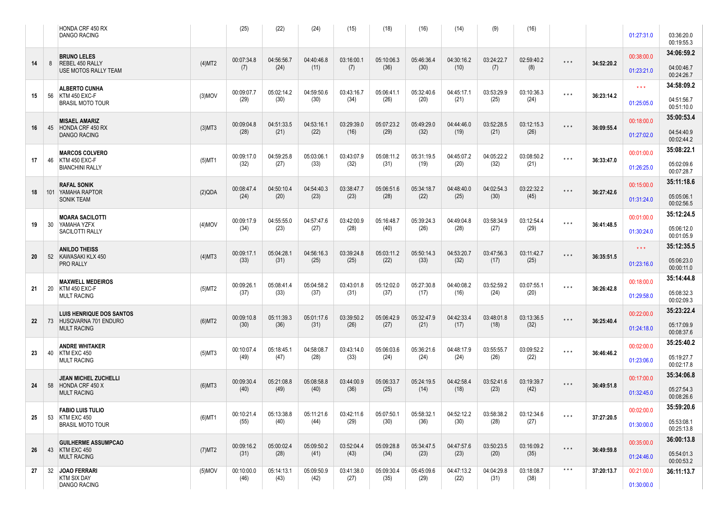| Pos | Nº | Piloto / Moto / Equipe | Cat | | | | | | | | | | | Total | Penal. / Bônus | Final / Dif. |
|---|---|---|---|---|---|---|---|---|---|---|---|---|---|---|---|---|
| | | HONDA CRF 450 RX<br>DANGO RACING | | (25) | (22) | (24) | (15) | (18) | (16) | (14) | (9) | (16) | | | 01:27:31.0 | 03:36:20.0<br>00:19:55.3 |
| 14 | 8 | **BRUNO LELES**<br>REBEL 450 RALLY<br>USE MOTOS RALLY TEAM | (4)MT2 | 00:07:34.8<br>(7) | 04:56:56.7<br>(24) | 04:40:46.8<br>(11) | 03:16:00.1<br>(7) | 05:10:06.3<br>(36) | 05:46:36.4<br>(30) | 04:30:16.2<br>(10) | 03:24:22.7<br>(7) | 02:59:40.2<br>(8) | * * * | 34:52:20.2 | 00:38:00.0<br>01:23:21.0 | **34:06:59.2**<br>04:00:46.7<br>00:24:26.7 |
| 15 | 56 | **ALBERTO CUNHA**<br>KTM 450 EXC-F<br>BRASIL MOTO TOUR | (3)MOV | 00:09:07.7<br>(29) | 05:02:14.2<br>(30) | 04:59:50.6<br>(30) | 03:43:16.7<br>(34) | 05:06:41.1<br>(26) | 05:32:40.6<br>(20) | 04:45:17.1<br>(21) | 03:53:29.9<br>(25) | 03:10:36.3<br>(24) | * * * | 36:23:14.2 | * * *<br>01:25:05.0 | **34:58:09.2**<br>04:51:56.7<br>00:51:10.0 |
| 16 | 45 | **MISAEL AMARIZ**<br>HONDA CRF 450 RX<br>DANGO RACING | (3)MT3 | 00:09:04.8<br>(28) | 04:51:33.5<br>(21) | 04:53:16.1<br>(22) | 03:29:39.0<br>(16) | 05:07:23.2<br>(29) | 05:49:29.0<br>(32) | 04:44:46.0<br>(19) | 03:52:28.5<br>(21) | 03:12:15.3<br>(26) | * * * | 36:09:55.4 | 00:18:00.0<br>01:27:02.0 | **35:00:53.4**<br>04:54:40.9<br>00:02:44.2 |
| 17 | 46 | **MARCOS COLVERO**<br>KTM 450 EXC-F<br>BIANCHINI RALLY | (5)MT1 | 00:09:17.0<br>(32) | 04:59:25.8<br>(27) | 05:03:06.1<br>(33) | 03:43:07.9<br>(32) | 05:08:11.2<br>(31) | 05:31:19.5<br>(19) | 04:45:07.2<br>(20) | 04:05:22.2<br>(32) | 03:08:50.2<br>(21) | * * * | 36:33:47.0 | 00:01:00.0<br>01:26:25.0 | **35:08:22.1**<br>05:02:09.6<br>00:07:28.7 |
| 18 | 101 | **RAFAL SONIK**<br>YAMAHA RAPTOR<br>SONIK TEAM | (2)QDA | 00:08:47.4<br>(24) | 04:50:10.4<br>(20) | 04:54:40.3<br>(23) | 03:38:47.7<br>(23) | 05:06:51.6<br>(28) | 05:34:18.7<br>(22) | 04:48:40.0<br>(25) | 04:02:54.3<br>(30) | 03:22:32.2<br>(45) | * * * | 36:27:42.6 | 00:15:00.0<br>01:31:24.0 | **35:11:18.6**<br>05:05:06.1<br>00:02:56.5 |
| 19 | 30 | **MOARA SACILOTTI**<br>YAMAHA YZFX<br>SACILOTTI RALLY | (4)MOV | 00:09:17.9<br>(34) | 04:55:55.0<br>(23) | 04:57:47.6<br>(27) | 03:42:00.9<br>(28) | 05:16:48.7<br>(40) | 05:39:24.3<br>(26) | 04:49:04.8<br>(28) | 03:58:34.9<br>(27) | 03:12:54.4<br>(29) | * * * | 36:41:48.5 | 00:01:00.0<br>01:30:24.0 | **35:12:24.5**<br>05:06:12.0<br>00:01:05.9 |
| 20 | 52 | **ANILDO THEISS**<br>KAWASAKI KLX 450<br>PRO RALLY | (4)MT3 | 00:09:17.1<br>(33) | 05:04:28.1<br>(31) | 04:56:16.3<br>(25) | 03:39:24.8<br>(25) | 05:03:11.2<br>(22) | 05:50:14.3<br>(33) | 04:53:20.7<br>(32) | 03:47:56.3<br>(17) | 03:11:42.7<br>(25) | * * * | 36:35:51.5 | * * *<br>01:23:16.0 | **35:12:35.5**<br>05:06:23.0<br>00:00:11.0 |
| 21 | 20 | **MAXWELL MEDEIROS**<br>KTM 450 EXC-F<br>MULT RACING | (5)MT2 | 00:09:26.1<br>(37) | 05:08:41.4<br>(33) | 05:04:58.2<br>(37) | 03:43:01.8<br>(31) | 05:12:02.0<br>(37) | 05:27:30.8<br>(17) | 04:40:08.2<br>(16) | 03:52:59.2<br>(24) | 03:07:55.1<br>(20) | * * * | 36:26:42.8 | 00:18:00.0<br>01:29:58.0 | **35:14:44.8**<br>05:08:32.3<br>00:02:09.3 |
| 22 | 73 | **LUIS HENRIQUE DOS SANTOS**<br>HUSQVARNA 701 ENDURO<br>MULT RACING | (6)MT2 | 00:09:10.8<br>(30) | 05:11:39.3<br>(36) | 05:01:17.6<br>(31) | 03:39:50.2<br>(26) | 05:06:42.9<br>(27) | 05:32:47.9<br>(21) | 04:42:33.4<br>(17) | 03:48:01.8<br>(18) | 03:13:36.5<br>(32) | * * * | 36:25:40.4 | 00:22:00.0<br>01:24:18.0 | **35:23:22.4**<br>05:17:09.9<br>00:08:37.6 |
| 23 | 40 | **ANDRE WHITAKER**<br>KTM EXC 450<br>MULT RACING | (5)MT3 | 00:10:07.4<br>(49) | 05:18:45.1<br>(47) | 04:58:08.7<br>(28) | 03:43:14.0<br>(33) | 05:06:03.6<br>(24) | 05:36:21.6<br>(24) | 04:48:17.9<br>(24) | 03:55:55.7<br>(26) | 03:09:52.2<br>(22) | * * * | 36:46:46.2 | 00:02:00.0<br>01:23:06.0 | **35:25:40.2**<br>05:19:27.7<br>00:02:17.8 |
| 24 | 58 | **JEAN MICHEL ZUCHELLI**<br>HONDA CRF 450 X<br>MULT RACING | (6)MT3 | 00:09:30.4<br>(40) | 05:21:08.8<br>(49) | 05:08:58.8<br>(40) | 03:44:00.9<br>(36) | 05:06:33.7<br>(25) | 05:24:19.5<br>(14) | 04:42:58.4<br>(18) | 03:52:41.6<br>(23) | 03:19:39.7<br>(42) | * * * | 36:49:51.8 | 00:17:00.0<br>01:32:45.0 | **35:34:06.8**<br>05:27:54.3<br>00:08:26.6 |
| 25 | 53 | **FABIO LUIS TULIO**<br>KTM EXC 450<br>BRASIL MOTO TOUR | (6)MT1 | 00:10:21.4<br>(55) | 05:13:38.8<br>(40) | 05:11:21.6<br>(44) | 03:42:11.6<br>(29) | 05:07:50.1<br>(30) | 05:58:32.1<br>(36) | 04:52:12.2<br>(30) | 03:58:38.2<br>(28) | 03:12:34.6<br>(27) | * * * | 37:27:20.5 | 00:02:00.0<br>01:30:00.0 | **35:59:20.6**<br>05:53:08.1<br>00:25:13.8 |
| 26 | 43 | **GUILHERME ASSUMPCAO**<br>KTM EXC 450<br>MULT RACING | (7)MT2 | 00:09:16.2<br>(31) | 05:00:02.4<br>(28) | 05:09:50.2<br>(41) | 03:52:04.4<br>(43) | 05:09:28.8<br>(34) | 05:34:47.5<br>(23) | 04:47:57.6<br>(23) | 03:50:23.5<br>(20) | 03:16:09.2<br>(35) | * * * | 36:49:59.8 | 00:35:00.0<br>01:24:46.0 | **36:00:13.8**<br>05:54:01.3<br>00:00:53.2 |
| 27 | 32 | **JOAO FERRARI**<br>KTM SIX DAY<br>DANGO RACING | (5)MOV | 00:10:00.0<br>(46) | 05:14:13.1<br>(43) | 05:09:50.9<br>(42) | 03:41:38.0<br>(27) | 05:09:30.4<br>(35) | 05:45:09.6<br>(29) | 04:47:13.2<br>(22) | 04:04:29.8<br>(31) | 03:18:08.7<br>(38) | * * * | 37:20:13.7 | 00:21:00.0<br>01:30:00.0 | **36:11:13.7** |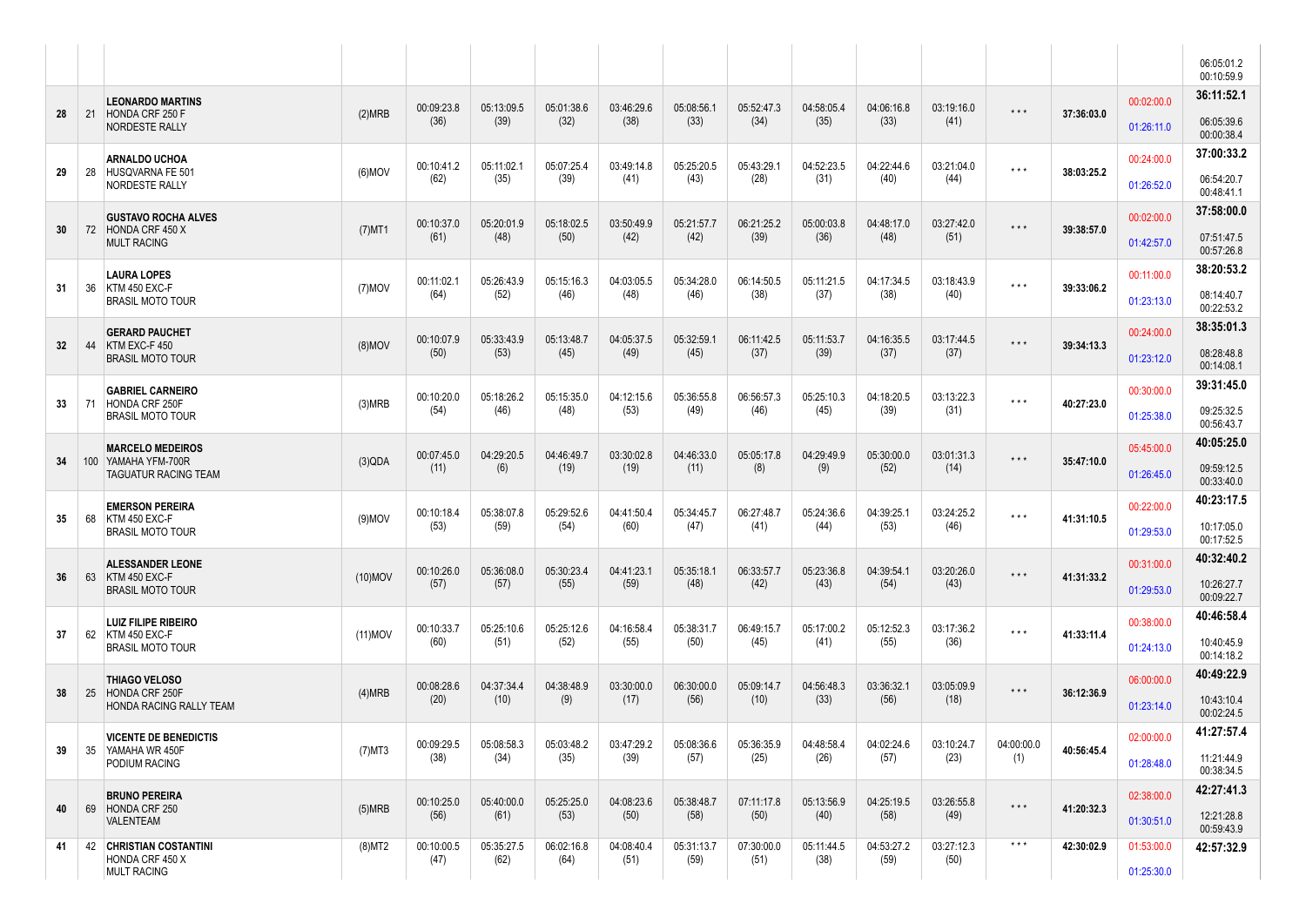| | | | | | | | | | | | | | | | | |
|---|---|---|---|---|---|---|---|---|---|---|---|---|---|---|---|---|
| | | | | | | | | | | | | | | | | 06:05:01.2<br>00:10:59.9 |
| 28 | 21 | **LEONARDO MARTINS**<br>HONDA CRF 250 F<br>NORDESTE RALLY | (2)MRB | 00:09:23.8<br>(36) | 05:13:09.5<br>(39) | 05:01:38.6<br>(32) | 03:46:29.6<br>(38) | 05:08:56.1<br>(33) | 05:52:47.3<br>(34) | 04:58:05.4<br>(35) | 04:06:16.8<br>(33) | 03:19:16.0<br>(41) | * * * | 37:36:03.0 | 00:02:00.0<br>01:26:11.0 | **36:11:52.1**<br>06:05:39.6<br>00:00:38.4 |
| 29 | 28 | **ARNALDO UCHOA**<br>HUSQVARNA FE 501<br>NORDESTE RALLY | (6)MOV | 00:10:41.2<br>(62) | 05:11:02.1<br>(35) | 05:07:25.4<br>(39) | 03:49:14.8<br>(41) | 05:25:20.5<br>(43) | 05:43:29.1<br>(28) | 04:52:23.5<br>(31) | 04:22:44.6<br>(40) | 03:21:04.0<br>(44) | * * * | 38:03:25.2 | 00:24:00.0<br>01:26:52.0 | **37:00:33.2**<br>06:54:20.7<br>00:48:41.1 |
| 30 | 72 | **GUSTAVO ROCHA ALVES**<br>HONDA CRF 450 X<br>MULT RACING | (7)MT1 | 00:10:37.0<br>(61) | 05:20:01.9<br>(48) | 05:18:02.5<br>(50) | 03:50:49.9<br>(42) | 05:21:57.7<br>(42) | 06:21:25.2<br>(39) | 05:00:03.8<br>(36) | 04:48:17.0<br>(48) | 03:27:42.0<br>(51) | * * * | 39:38:57.0 | 00:02:00.0<br>01:42:57.0 | **37:58:00.0**<br>07:51:47.5<br>00:57:26.8 |
| 31 | 36 | **LAURA LOPES**<br>KTM 450 EXC-F<br>BRASIL MOTO TOUR | (7)MOV | 00:11:02.1<br>(64) | 05:26:43.9<br>(52) | 05:15:16.3<br>(46) | 04:03:05.5<br>(48) | 05:34:28.0<br>(46) | 06:14:50.5<br>(38) | 05:11:21.5<br>(37) | 04:17:34.5<br>(38) | 03:18:43.9<br>(40) | * * * | 39:33:06.2 | 00:11:00.0<br>01:23:13.0 | **38:20:53.2**<br>08:14:40.7<br>00:22:53.2 |
| 32 | 44 | **GERARD PAUCHET**<br>KTM EXC-F 450<br>BRASIL MOTO TOUR | (8)MOV | 00:10:07.9<br>(50) | 05:33:43.9<br>(53) | 05:13:48.7<br>(45) | 04:05:37.5<br>(49) | 05:32:59.1<br>(45) | 06:11:42.5<br>(37) | 05:11:53.7<br>(39) | 04:16:35.5<br>(37) | 03:17:44.5<br>(37) | * * * | 39:34:13.3 | 00:24:00.0<br>01:23:12.0 | **38:35:01.3**<br>08:28:48.8<br>00:14:08.1 |
| 33 | 71 | **GABRIEL CARNEIRO**<br>HONDA CRF 250F<br>BRASIL MOTO TOUR | (3)MRB | 00:10:20.0<br>(54) | 05:18:26.2<br>(46) | 05:15:35.0<br>(48) | 04:12:15.6<br>(53) | 05:36:55.8<br>(49) | 06:56:57.3<br>(46) | 05:25:10.3<br>(45) | 04:18:20.5<br>(39) | 03:13:22.3<br>(31) | * * * | 40:27:23.0 | 00:30:00.0<br>01:25:38.0 | **39:31:45.0**<br>09:25:32.5<br>00:56:43.7 |
| 34 | 100 | **MARCELO MEDEIROS**<br>YAMAHA YFM-700R<br>TAGUATUR RACING TEAM | (3)QDA | 00:07:45.0<br>(11) | 04:29:20.5<br>(6) | 04:46:49.7<br>(19) | 03:30:02.8<br>(19) | 04:46:33.0<br>(11) | 05:05:17.8<br>(8) | 04:29:49.9<br>(9) | 05:30:00.0<br>(52) | 03:01:31.3<br>(14) | * * * | 35:47:10.0 | 05:45:00.0<br>01:26:45.0 | **40:05:25.0**<br>09:59:12.5<br>00:33:40.0 |
| 35 | 68 | **EMERSON PEREIRA**<br>KTM 450 EXC-F<br>BRASIL MOTO TOUR | (9)MOV | 00:10:18.4<br>(53) | 05:38:07.8<br>(59) | 05:29:52.6<br>(54) | 04:41:50.4<br>(60) | 05:34:45.7<br>(47) | 06:27:48.7<br>(41) | 05:24:36.6<br>(44) | 04:39:25.1<br>(53) | 03:24:25.2<br>(46) | * * * | 41:31:10.5 | 00:22:00.0<br>01:29:53.0 | **40:23:17.5**<br>10:17:05.0<br>00:17:52.5 |
| 36 | 63 | **ALESSANDER LEONE**<br>KTM 450 EXC-F<br>BRASIL MOTO TOUR | (10)MOV | 00:10:26.0<br>(57) | 05:36:08.0<br>(57) | 05:30:23.4<br>(55) | 04:41:23.1<br>(59) | 05:35:18.1<br>(48) | 06:33:57.7<br>(42) | 05:23:36.8<br>(43) | 04:39:54.1<br>(54) | 03:20:26.0<br>(43) | * * * | 41:31:33.2 | 00:31:00.0<br>01:29:53.0 | **40:32:40.2**<br>10:26:27.7<br>00:09:22.7 |
| 37 | 62 | **LUIZ FILIPE RIBEIRO**<br>KTM 450 EXC-F<br>BRASIL MOTO TOUR | (11)MOV | 00:10:33.7<br>(60) | 05:25:10.6<br>(51) | 05:25:12.6<br>(52) | 04:16:58.4<br>(55) | 05:38:31.7<br>(50) | 06:49:15.7<br>(45) | 05:17:00.2<br>(41) | 05:12:52.3<br>(55) | 03:17:36.2<br>(36) | * * * | 41:33:11.4 | 00:38:00.0<br>01:24:13.0 | **40:46:58.4**<br>10:40:45.9<br>00:14:18.2 |
| 38 | 25 | **THIAGO VELOSO**<br>HONDA CRF 250F<br>HONDA RACING RALLY TEAM | (4)MRB | 00:08:28.6<br>(20) | 04:37:34.4<br>(10) | 04:38:48.9<br>(9) | 03:30:00.0<br>(17) | 06:30:00.0<br>(56) | 05:09:14.7<br>(10) | 04:56:48.3<br>(33) | 03:36:32.1<br>(56) | 03:05:09.9<br>(18) | * * * | 36:12:36.9 | 06:00:00.0<br>01:23:14.0 | **40:49:22.9**<br>10:43:10.4<br>00:02:24.5 |
| 39 | 35 | **VICENTE DE BENEDICTIS**<br>YAMAHA WR 450F<br>PODIUM RACING | (7)MT3 | 00:09:29.5<br>(38) | 05:08:58.3<br>(34) | 05:03:48.2<br>(35) | 03:47:29.2<br>(39) | 05:08:36.6<br>(57) | 05:36:35.9<br>(25) | 04:48:58.4<br>(26) | 04:02:24.6<br>(57) | 03:10:24.7<br>(23) | 04:00:00.0<br>(1) | 40:56:45.4 | 02:00:00.0<br>01:28:48.0 | **41:27:57.4**<br>11:21:44.9<br>00:38:34.5 |
| 40 | 69 | **BRUNO PEREIRA**<br>HONDA CRF 250<br>VALENTEAM | (5)MRB | 00:10:25.0<br>(56) | 05:40:00.0<br>(61) | 05:25:25.0<br>(53) | 04:08:23.6<br>(50) | 05:38:48.7<br>(58) | 07:11:17.8<br>(50) | 05:13:56.9<br>(40) | 04:25:19.5<br>(58) | 03:26:55.8<br>(49) | * * * | 41:20:32.3 | 02:38:00.0<br>01:30:51.0 | **42:27:41.3**<br>12:21:28.8<br>00:59:43.9 |
| 41 | 42 | **CHRISTIAN COSTANTINI**<br>HONDA CRF 450 X<br>MULT RACING | (8)MT2 | 00:10:00.5<br>(47) | 05:35:27.5<br>(62) | 06:02:16.8<br>(64) | 04:08:40.4<br>(51) | 05:31:13.7<br>(59) | 07:30:00.0<br>(51) | 05:11:44.5<br>(38) | 04:53:27.2<br>(59) | 03:27:12.3<br>(50) | * * * | 42:30:02.9 | 01:53:00.0<br>01:25:30.0 | **42:57:32.9** |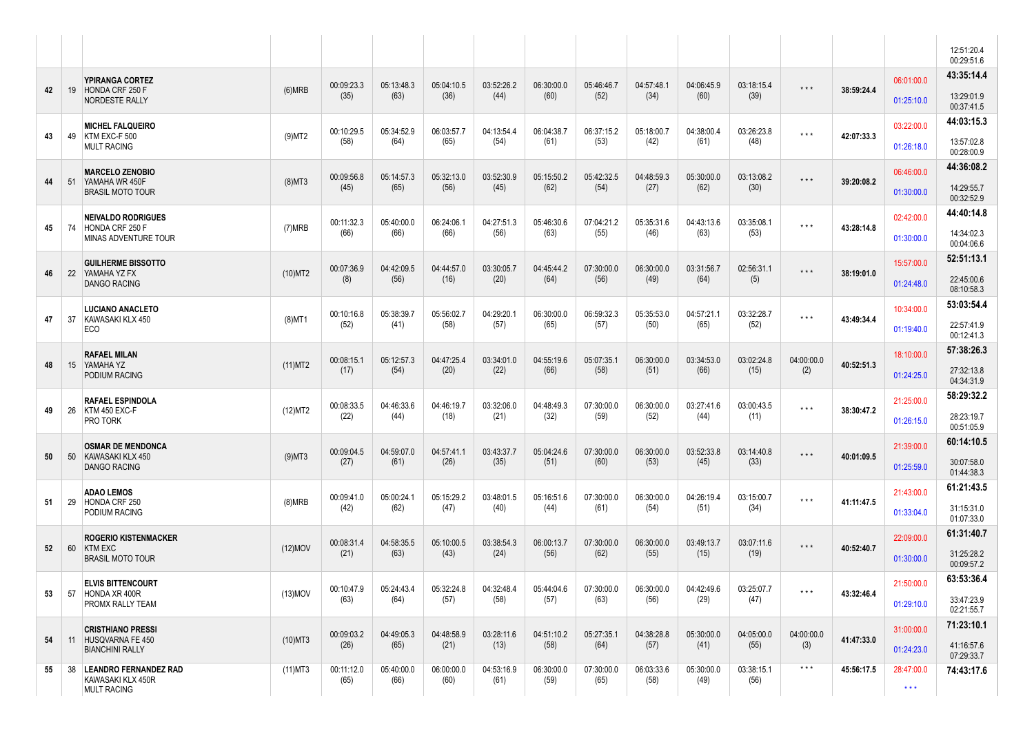| | | | | | | | | | | | | | | | |
|---|---|---|---|---|---|---|---|---|---|---|---|---|---|---|---|
| | | | | | | | | | | | | | | | 12:51:20.4<br>00:29:51.6 |
| 42 | 19 | **YPIRANGA CORTEZ**<br>HONDA CRF 250 F<br>NORDESTE RALLY | (6)MRB | 00:09:23.3<br>(35) | 05:13:48.3<br>(63) | 05:04:10.5<br>(36) | 03:52:26.2<br>(44) | 06:30:00.0<br>(60) | 05:46:46.7<br>(52) | 04:57:48.1<br>(34) | 04:06:45.9<br>(60) | 03:18:15.4<br>(39) | * * * | 38:59:24.4 | 06:01:00.0<br>01:25:10.0 | **43:35:14.4**<br>13:29:01.9<br>00:37:41.5 |
| 43 | 49 | **MICHEL FALQUEIRO**<br>KTM EXC-F 500<br>MULT RACING | (9)MT2 | 00:10:29.5<br>(58) | 05:34:52.9<br>(64) | 06:03:57.7<br>(65) | 04:13:54.4<br>(54) | 06:04:38.7<br>(61) | 06:37:15.2<br>(53) | 05:18:00.7<br>(42) | 04:38:00.4<br>(61) | 03:26:23.8<br>(48) | * * * | 42:07:33.3 | 03:22:00.0<br>01:26:18.0 | **44:03:15.3**<br>13:57:02.8<br>00:28:00.9 |
| 44 | 51 | **MARCELO ZENOBIO**<br>YAMAHA WR 450F<br>BRASIL MOTO TOUR | (8)MT3 | 00:09:56.8<br>(45) | 05:14:57.3<br>(65) | 05:32:13.0<br>(56) | 03:52:30.9<br>(45) | 05:15:50.2<br>(62) | 05:42:32.5<br>(54) | 04:48:59.3<br>(27) | 05:30:00.0<br>(62) | 03:13:08.2<br>(30) | * * * | 39:20:08.2 | 06:46:00.0<br>01:30:00.0 | **44:36:08.2**<br>14:29:55.7<br>00:32:52.9 |
| 45 | 74 | **NEIVALDO RODRIGUES**<br>HONDA CRF 250 F<br>MINAS ADVENTURE TOUR | (7)MRB | 00:11:32.3<br>(66) | 05:40:00.0<br>(66) | 06:24:06.1<br>(66) | 04:27:51.3<br>(56) | 05:46:30.6<br>(63) | 07:04:21.2<br>(55) | 05:35:31.6<br>(46) | 04:43:13.6<br>(63) | 03:35:08.1<br>(53) | * * * | 43:28:14.8 | 02:42:00.0<br>01:30:00.0 | **44:40:14.8**<br>14:34:02.3<br>00:04:06.6 |
| 46 | 22 | **GUILHERME BISSOTTO**<br>YAMAHA YZ FX<br>DANGO RACING | (10)MT2 | 00:07:36.9<br>(8) | 04:42:09.5<br>(56) | 04:44:57.0<br>(16) | 03:30:05.7<br>(20) | 04:45:44.2<br>(64) | 07:30:00.0<br>(56) | 06:30:00.0<br>(49) | 03:31:56.7<br>(64) | 02:56:31.1<br>(5) | * * * | 38:19:01.0 | 15:57:00.0<br>01:24:48.0 | **52:51:13.1**<br>22:45:00.6<br>08:10:58.3 |
| 47 | 37 | **LUCIANO ANACLETO**<br>KAWASAKI KLX 450<br>ECO | (8)MT1 | 00:10:16.8<br>(52) | 05:38:39.7<br>(41) | 05:56:02.7<br>(58) | 04:29:20.1<br>(57) | 06:30:00.0<br>(65) | 06:59:32.3<br>(57) | 05:35:53.0<br>(50) | 04:57:21.1<br>(65) | 03:32:28.7<br>(52) | * * * | 43:49:34.4 | 10:34:00.0<br>01:19:40.0 | **53:03:54.4**<br>22:57:41.9<br>00:12:41.3 |
| 48 | 15 | **RAFAEL MILAN**<br>YAMAHA YZ<br>PODIUM RACING | (11)MT2 | 00:08:15.1<br>(17) | 05:12:57.3<br>(54) | 04:47:25.4<br>(20) | 03:34:01.0<br>(22) | 04:55:19.6<br>(66) | 05:07:35.1<br>(58) | 06:30:00.0<br>(51) | 03:34:53.0<br>(66) | 03:02:24.8<br>(15) | 04:00:00.0<br>(2) | 40:52:51.3 | 18:10:00.0<br>01:24:25.0 | **57:38:26.3**<br>27:32:13.8<br>04:34:31.9 |
| 49 | 26 | **RAFAEL ESPINDOLA**<br>KTM 450 EXC-F<br>PRO TORK | (12)MT2 | 00:08:33.5<br>(22) | 04:46:33.6<br>(44) | 04:46:19.7<br>(18) | 03:32:06.0<br>(21) | 04:48:49.3<br>(32) | 07:30:00.0<br>(59) | 06:30:00.0<br>(52) | 03:27:41.6<br>(44) | 03:00:43.5<br>(11) | * * * | 38:30:47.2 | 21:25:00.0<br>01:26:15.0 | **58:29:32.2**<br>28:23:19.7<br>00:51:05.9 |
| 50 | 50 | **OSMAR DE MENDONCA**<br>KAWASAKI KLX 450<br>DANGO RACING | (9)MT3 | 00:09:04.5<br>(27) | 04:59:07.0<br>(61) | 04:57:41.1<br>(26) | 03:43:37.7<br>(35) | 05:04:24.6<br>(51) | 07:30:00.0<br>(60) | 06:30:00.0<br>(53) | 03:52:33.8<br>(45) | 03:14:40.8<br>(33) | * * * | 40:01:09.5 | 21:39:00.0<br>01:25:59.0 | **60:14:10.5**<br>30:07:58.0<br>01:44:38.3 |
| 51 | 29 | **ADAO LEMOS**<br>HONDA CRF 250<br>PODIUM RACING | (8)MRB | 00:09:41.0<br>(42) | 05:00:24.1<br>(62) | 05:15:29.2<br>(47) | 03:48:01.5<br>(40) | 05:16:51.6<br>(44) | 07:30:00.0<br>(61) | 06:30:00.0<br>(54) | 04:26:19.4<br>(51) | 03:15:00.7<br>(34) | * * * | 41:11:47.5 | 21:43:00.0<br>01:33:04.0 | **61:21:43.5**<br>31:15:31.0<br>01:07:33.0 |
| 52 | 60 | **ROGERIO KISTENMACKER**<br>KTM EXC<br>BRASIL MOTO TOUR | (12)MOV | 00:08:31.4<br>(21) | 04:58:35.5<br>(63) | 05:10:00.5<br>(43) | 03:38:54.3<br>(24) | 06:00:13.7<br>(56) | 07:30:00.0<br>(62) | 06:30:00.0<br>(55) | 03:49:13.7<br>(15) | 03:07:11.6<br>(19) | * * * | 40:52:40.7 | 22:09:00.0<br>01:30:00.0 | **61:31:40.7**<br>31:25:28.2<br>00:09:57.2 |
| 53 | 57 | **ELVIS BITTENCOURT**<br>HONDA XR 400R<br>PROMX RALLY TEAM | (13)MOV | 00:10:47.9<br>(63) | 05:24:43.4<br>(64) | 05:32:24.8<br>(57) | 04:32:48.4<br>(58) | 05:44:04.6<br>(57) | 07:30:00.0<br>(63) | 06:30:00.0<br>(56) | 04:42:49.6<br>(29) | 03:25:07.7<br>(47) | * * * | 43:32:46.4 | 21:50:00.0<br>01:29:10.0 | **63:53:36.4**<br>33:47:23.9<br>02:21:55.7 |
| 54 | 11 | **CRISTHIANO PRESSI**<br>HUSQVARNA FE 450<br>BIANCHINI RALLY | (10)MT3 | 00:09:03.2<br>(26) | 04:49:05.3<br>(65) | 04:48:58.9<br>(21) | 03:28:11.6<br>(13) | 04:51:10.2<br>(58) | 05:27:35.1<br>(64) | 04:38:28.8<br>(57) | 05:30:00.0<br>(41) | 04:05:00.0<br>(55) | 04:00:00.0<br>(3) | 41:47:33.0 | 31:00:00.0<br>01:24:23.0 | **71:23:10.1**<br>41:16:57.6<br>07:29:33.7 |
| 55 | 38 | **LEANDRO FERNANDEZ RAD**<br>KAWASAKI KLX 450R<br>MULT RACING | (11)MT3 | 00:11:12.0<br>(65) | 05:40:00.0<br>(66) | 06:00:00.0<br>(60) | 04:53:16.9<br>(61) | 06:30:00.0<br>(59) | 07:30:00.0<br>(65) | 06:03:33.6<br>(58) | 05:30:00.0<br>(49) | 03:38:15.1<br>(56) | * * * | 45:56:17.5 | 28:47:00.0<br>* * * | **74:43:17.6** |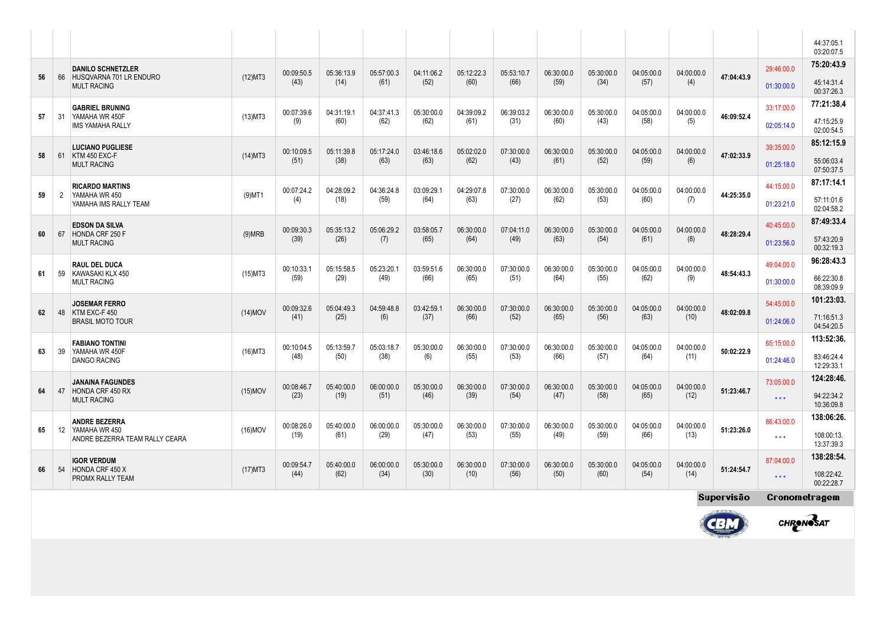| | | | | | | | | | | | | | | | |
|---|---|---|---|---|---|---|---|---|---|---|---|---|---|---|---|
| | | | | | | | | | | | | | | | 44:37:05.1<br>03:20:07.5 |
| 56 | 66 | **DANILO SCHNETZLER**<br>HUSQVARNA 701 LR ENDURO<br>MULT RACING | (12)MT3 | 00:09:50.5<br>(43) | 05:36:13.9<br>(14) | 05:57:00.3<br>(61) | 04:11:06.2<br>(52) | 05:12:22.3<br>(60) | 05:53:10.7<br>(66) | 06:30:00.0<br>(59) | 05:30:00.0<br>(34) | 04:05:00.0<br>(57) | 04:00:00.0<br>(4) | 47:04:43.9 | 29:46:00.0<br>01:30:00.0 | **75:20:43.9**<br>45:14:31.4<br>00:37:26.3 |
| 57 | 31 | **GABRIEL BRUNING**<br>YAMAHA WR 450F<br>IMS YAMAHA RALLY | (13)MT3 | 00:07:39.6<br>(9) | 04:31:19.1<br>(60) | 04:37:41.3<br>(62) | 05:30:00.0<br>(62) | 04:39:09.2<br>(61) | 06:39:03.2<br>(31) | 06:30:00.0<br>(60) | 05:30:00.0<br>(43) | 04:05:00.0<br>(58) | 04:00:00.0<br>(5) | 46:09:52.4 | 33:17:00.0<br>02:05:14.0 | **77:21:38.4**<br>47:15:25.9<br>02:00:54.5 |
| 58 | 61 | **LUCIANO PUGLIESE**<br>KTM 450 EXC-F<br>MULT RACING | (14)MT3 | 00:10:09.5<br>(51) | 05:11:39.8<br>(38) | 05:17:24.0<br>(63) | 03:46:18.6<br>(63) | 05:02:02.0<br>(62) | 07:30:00.0<br>(43) | 06:30:00.0<br>(61) | 05:30:00.0<br>(52) | 04:05:00.0<br>(59) | 04:00:00.0<br>(6) | 47:02:33.9 | 39:35:00.0<br>01:25:18.0 | **85:12:15.9**<br>55:06:03.4<br>07:50:37.5 |
| 59 | 2 | **RICARDO MARTINS**<br>YAMAHA WR 450<br>YAMAHA IMS RALLY TEAM | (9)MT1 | 00:07:24.2<br>(4) | 04:28:09.2<br>(18) | 04:36:24.8<br>(59) | 03:09:29.1<br>(64) | 04:29:07.8<br>(63) | 07:30:00.0<br>(27) | 06:30:00.0<br>(62) | 05:30:00.0<br>(53) | 04:05:00.0<br>(60) | 04:00:00.0<br>(7) | 44:25:35.0 | 44:15:00.0<br>01:23:21.0 | **87:17:14.1**<br>57:11:01.6<br>02:04:58.2 |
| 60 | 67 | **EDSON DA SILVA**<br>HONDA CRF 250 F<br>MULT RACING | (9)MRB | 00:09:30.3<br>(39) | 05:35:13.2<br>(26) | 05:06:29.2<br>(7) | 03:58:05.7<br>(65) | 06:30:00.0<br>(64) | 07:04:11.0<br>(49) | 06:30:00.0<br>(63) | 05:30:00.0<br>(54) | 04:05:00.0<br>(61) | 04:00:00.0<br>(8) | 48:28:29.4 | 40:45:00.0<br>01:23:56.0 | **87:49:33.4**<br>57:43:20.9<br>00:32:19.3 |
| 61 | 59 | **RAUL DEL DUCA**<br>KAWASAKI KLX 450<br>MULT RACING | (15)MT3 | 00:10:33.1<br>(59) | 05:15:58.5<br>(29) | 05:23:20.1<br>(49) | 03:59:51.6<br>(66) | 06:30:00.0<br>(65) | 07:30:00.0<br>(51) | 06:30:00.0<br>(64) | 05:30:00.0<br>(55) | 04:05:00.0<br>(62) | 04:00:00.0<br>(9) | 48:54:43.3 | 49:04:00.0<br>01:30:00.0 | **96:28:43.3**<br>66:22:30.8<br>08:39:09.9 |
| 62 | 48 | **JOSEMAR FERRO**<br>KTM EXC-F 450<br>BRASIL MOTO TOUR | (14)MOV | 00:09:32.6<br>(41) | 05:04:49.3<br>(25) | 04:59:48.8<br>(6) | 03:42:59.1<br>(37) | 06:30:00.0<br>(66) | 07:30:00.0<br>(52) | 06:30:00.0<br>(65) | 05:30:00.0<br>(56) | 04:05:00.0<br>(63) | 04:00:00.0<br>(10) | 48:02:09.8 | 54:45:00.0<br>01:24:06.0 | **101:23:03.**<br>71:16:51.3<br>04:54:20.5 |
| 63 | 39 | **FABIANO TONTINI**<br>YAMAHA WR 450F<br>DANGO RACING | (16)MT3 | 00:10:04.5<br>(48) | 05:13:59.7<br>(50) | 05:03:18.7<br>(38) | 05:30:00.0<br>(6) | 06:30:00.0<br>(55) | 07:30:00.0<br>(53) | 06:30:00.0<br>(66) | 05:30:00.0<br>(57) | 04:05:00.0<br>(64) | 04:00:00.0<br>(11) | 50:02:22.9 | 65:15:00.0<br>01:24:46.0 | **113:52:36.**<br>83:46:24.4<br>12:29:33.1 |
| 64 | 47 | **JANAINA FAGUNDES**<br>HONDA CRF 450 RX<br>MULT RACING | (15)MOV | 00:08:46.7<br>(23) | 05:40:00.0<br>(19) | 06:00:00.0<br>(51) | 05:30:00.0<br>(46) | 06:30:00.0<br>(39) | 07:30:00.0<br>(54) | 06:30:00.0<br>(47) | 05:30:00.0<br>(58) | 04:05:00.0<br>(65) | 04:00:00.0<br>(12) | 51:23:46.7 | 73:05:00.0<br>* * * | **124:28:46.**<br>94:22:34.2<br>10:36:09.8 |
| 65 | 12 | **ANDRE BEZERRA**<br>YAMAHA WR 450<br>ANDRE BEZERRA TEAM RALLY CEARA | (16)MOV | 00:08:26.0<br>(19) | 05:40:00.0<br>(61) | 06:00:00.0<br>(29) | 05:30:00.0<br>(47) | 06:30:00.0<br>(53) | 07:30:00.0<br>(55) | 06:30:00.0<br>(49) | 05:30:00.0<br>(59) | 04:05:00.0<br>(66) | 04:00:00.0<br>(13) | 51:23:26.0 | 86:43:00.0<br>* * * | **138:06:26.**<br>108:00:13.<br>13:37:39.3 |
| 66 | 54 | **IGOR VERDUM**<br>HONDA CRF 450 X<br>PROMX RALLY TEAM | (17)MT3 | 00:09:54.7<br>(44) | 05:40:00.0<br>(62) | 06:00:00.0<br>(34) | 05:30:00.0<br>(30) | 06:30:00.0<br>(10) | 07:30:00.0<br>(56) | 06:30:00.0<br>(50) | 05:30:00.0<br>(60) | 04:05:00.0<br>(54) | 04:00:00.0<br>(14) | 51:24:54.7 | 87:04:00.0<br>* * * | **138:28:54.**<br>108:22:42.<br>00:22:28.7 |

Supervisão | Cronometragem

CBM | CHRONOSAT